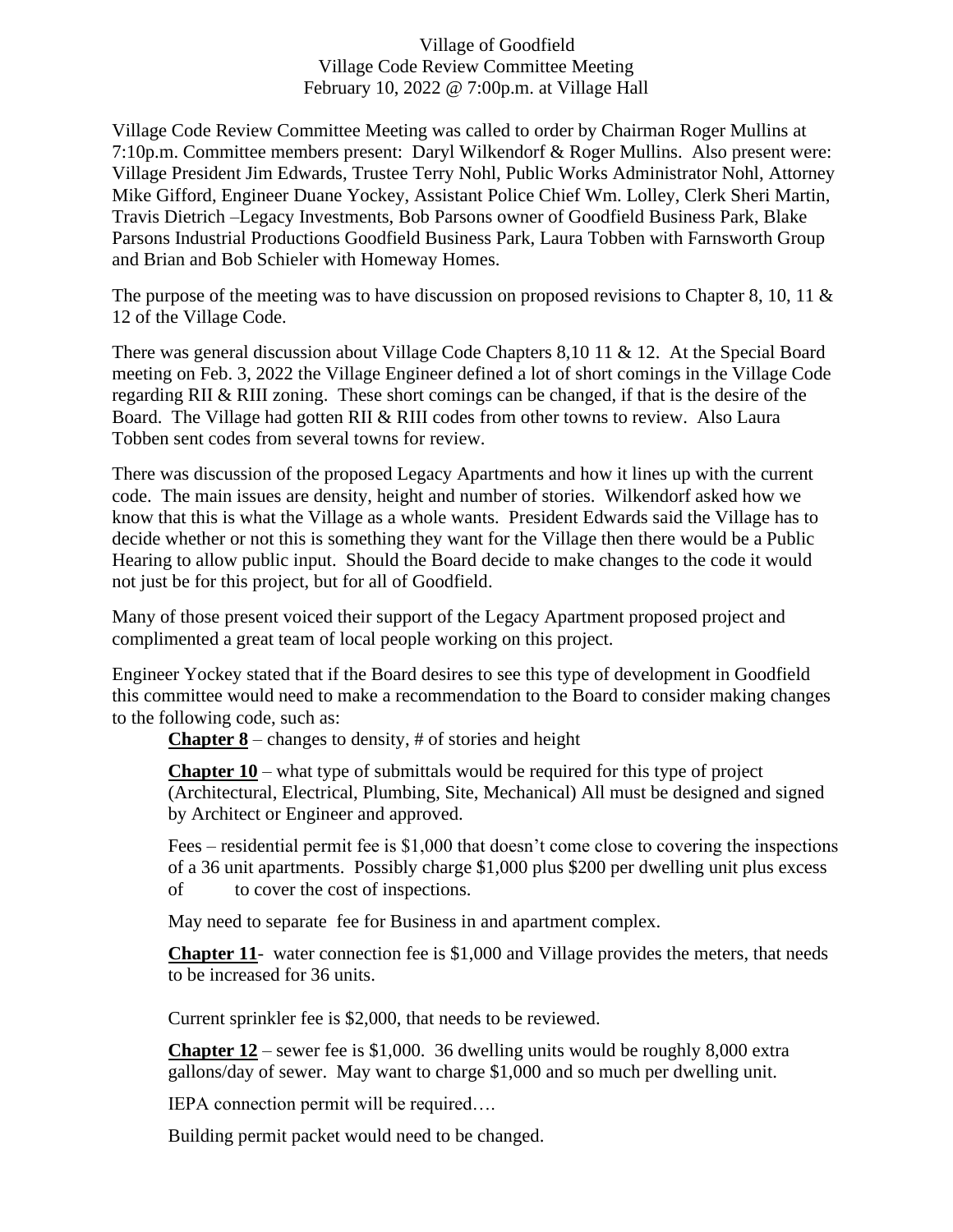Village of Goodfield
Village Code Review Committee Meeting
February 10, 2022 @ 7:00p.m. at Village Hall

Village Code Review Committee Meeting was called to order by Chairman Roger Mullins at 7:10p.m. Committee members present: Daryl Wilkendorf & Roger Mullins. Also present were: Village President Jim Edwards, Trustee Terry Nohl, Public Works Administrator Nohl, Attorney Mike Gifford, Engineer Duane Yockey, Assistant Police Chief Wm. Lolley, Clerk Sheri Martin, Travis Dietrich –Legacy Investments, Bob Parsons owner of Goodfield Business Park, Blake Parsons Industrial Productions Goodfield Business Park, Laura Tobben with Farnsworth Group and Brian and Bob Schieler with Homeway Homes.

The purpose of the meeting was to have discussion on proposed revisions to Chapter 8, 10, 11 & 12 of the Village Code.

There was general discussion about Village Code Chapters 8,10 11 & 12. At the Special Board meeting on Feb. 3, 2022 the Village Engineer defined a lot of short comings in the Village Code regarding RII & RIII zoning. These short comings can be changed, if that is the desire of the Board. The Village had gotten RII & RIII codes from other towns to review. Also Laura Tobben sent codes from several towns for review.

There was discussion of the proposed Legacy Apartments and how it lines up with the current code. The main issues are density, height and number of stories. Wilkendorf asked how we know that this is what the Village as a whole wants. President Edwards said the Village has to decide whether or not this is something they want for the Village then there would be a Public Hearing to allow public input. Should the Board decide to make changes to the code it would not just be for this project, but for all of Goodfield.

Many of those present voiced their support of the Legacy Apartment proposed project and complimented a great team of local people working on this project.

Engineer Yockey stated that if the Board desires to see this type of development in Goodfield this committee would need to make a recommendation to the Board to consider making changes to the following code, such as:

**Chapter 8** – changes to density, # of stories and height

**Chapter 10** – what type of submittals would be required for this type of project (Architectural, Electrical, Plumbing, Site, Mechanical) All must be designed and signed by Architect or Engineer and approved.

Fees – residential permit fee is $1,000 that doesn't come close to covering the inspections of a 36 unit apartments. Possibly charge $1,000 plus $200 per dwelling unit plus excess of to cover the cost of inspections.

May need to separate fee for Business in and apartment complex.

**Chapter 11**- water connection fee is $1,000 and Village provides the meters, that needs to be increased for 36 units.

Current sprinkler fee is $2,000, that needs to be reviewed.

**Chapter 12** – sewer fee is $1,000. 36 dwelling units would be roughly 8,000 extra gallons/day of sewer. May want to charge $1,000 and so much per dwelling unit.

IEPA connection permit will be required….

Building permit packet would need to be changed.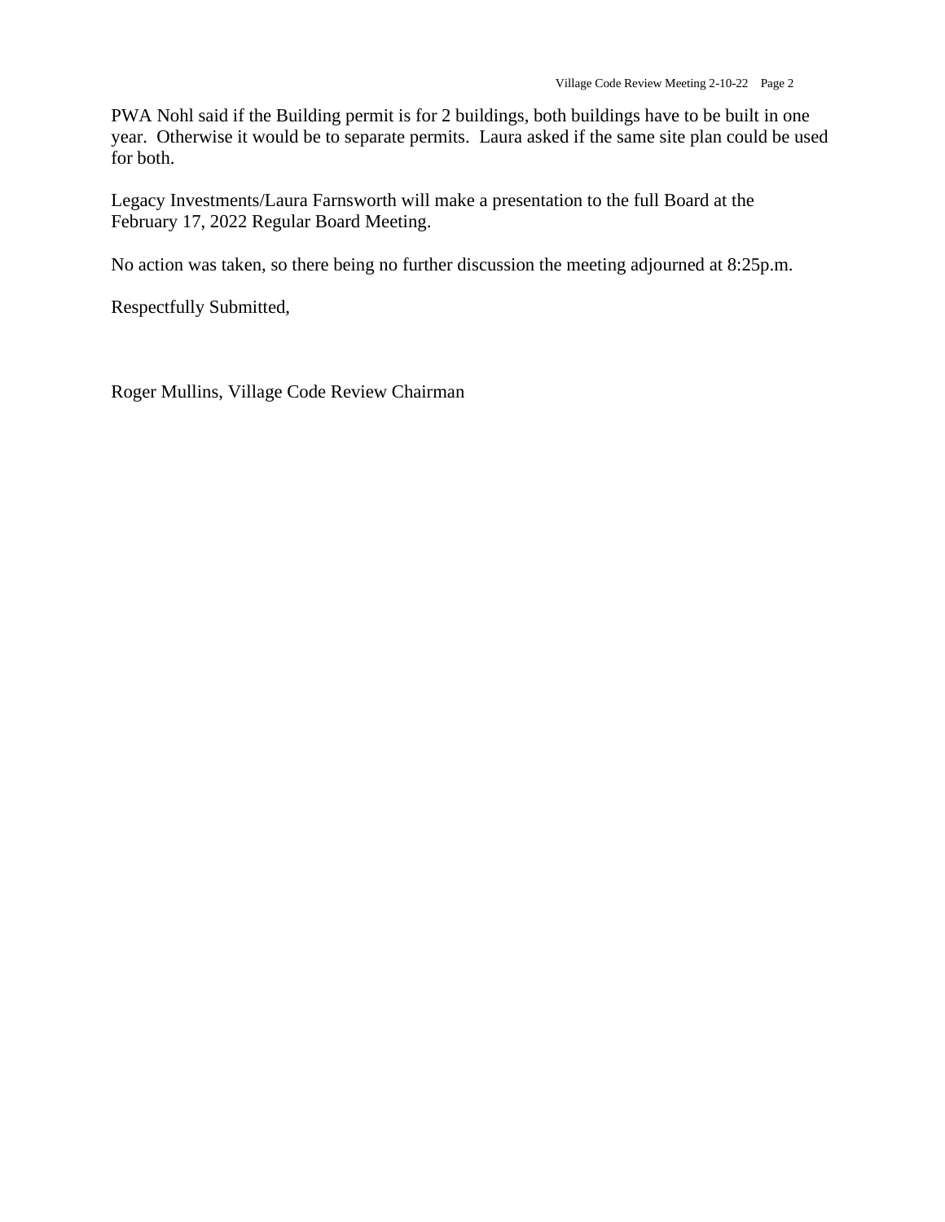PWA Nohl said if the Building permit is for 2 buildings, both buildings have to be built in one year. Otherwise it would be to separate permits. Laura asked if the same site plan could be used for both.

Legacy Investments/Laura Farnsworth will make a presentation to the full Board at the February 17, 2022 Regular Board Meeting.

No action was taken, so there being no further discussion the meeting adjourned at 8:25p.m.

Respectfully Submitted,

Roger Mullins, Village Code Review Chairman